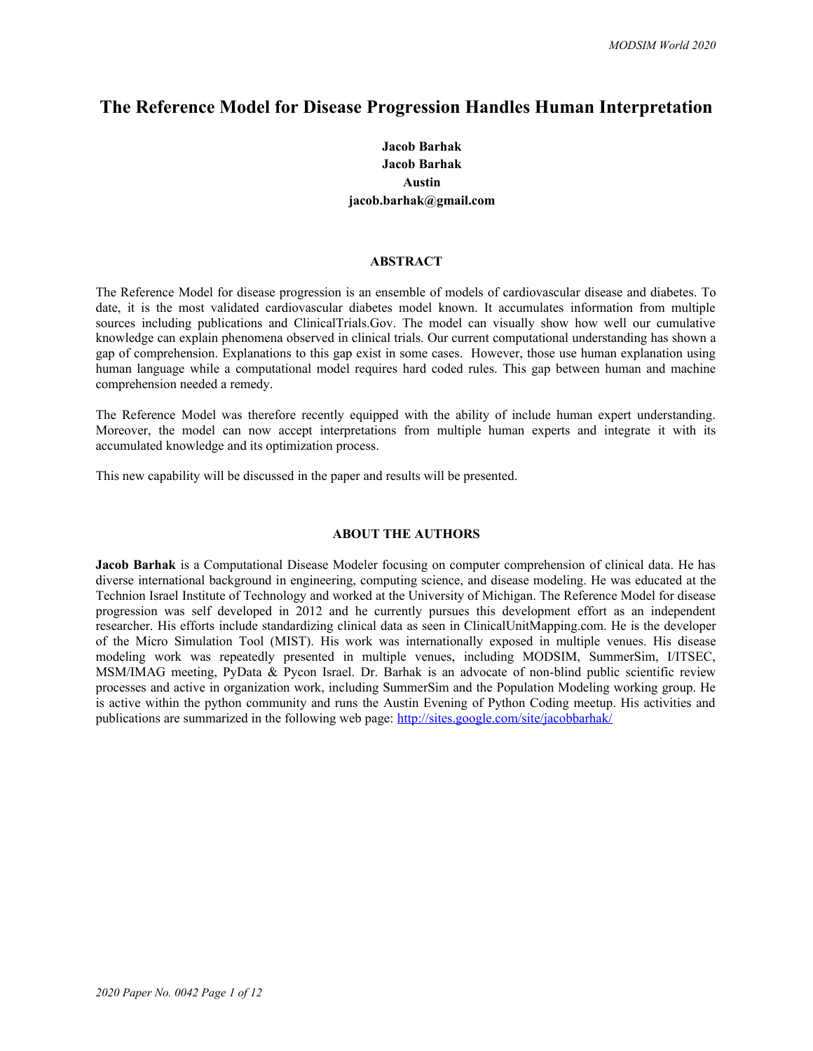# The Reference Model for Disease Progression Handles Human Interpretation

**Jacob Barhak**
**Jacob Barhak**
**Austin**
**jacob.barhak@gmail.com**

## ABSTRACT

The Reference Model for disease progression is an ensemble of models of cardiovascular disease and diabetes. To date, it is the most validated cardiovascular diabetes model known. It accumulates information from multiple sources including publications and ClinicalTrials.Gov. The model can visually show how well our cumulative knowledge can explain phenomena observed in clinical trials. Our current computational understanding has shown a gap of comprehension. Explanations to this gap exist in some cases. However, those use human explanation using human language while a computational model requires hard coded rules. This gap between human and machine comprehension needed a remedy.

The Reference Model was therefore recently equipped with the ability of include human expert understanding. Moreover, the model can now accept interpretations from multiple human experts and integrate it with its accumulated knowledge and its optimization process.

This new capability will be discussed in the paper and results will be presented.

## ABOUT THE AUTHORS

**Jacob Barhak** is a Computational Disease Modeler focusing on computer comprehension of clinical data. He has diverse international background in engineering, computing science, and disease modeling. He was educated at the Technion Israel Institute of Technology and worked at the University of Michigan. The Reference Model for disease progression was self developed in 2012 and he currently pursues this development effort as an independent researcher. His efforts include standardizing clinical data as seen in ClinicalUnitMapping.com. He is the developer of the Micro Simulation Tool (MIST). His work was internationally exposed in multiple venues. His disease modeling work was repeatedly presented in multiple venues, including MODSIM, SummerSim, I/ITSEC, MSM/IMAG meeting, PyData & Pycon Israel. Dr. Barhak is an advocate of non-blind public scientific review processes and active in organization work, including SummerSim and the Population Modeling working group. He is active within the python community and runs the Austin Evening of Python Coding meetup. His activities and publications are summarized in the following web page: http://sites.google.com/site/jacobbarhak/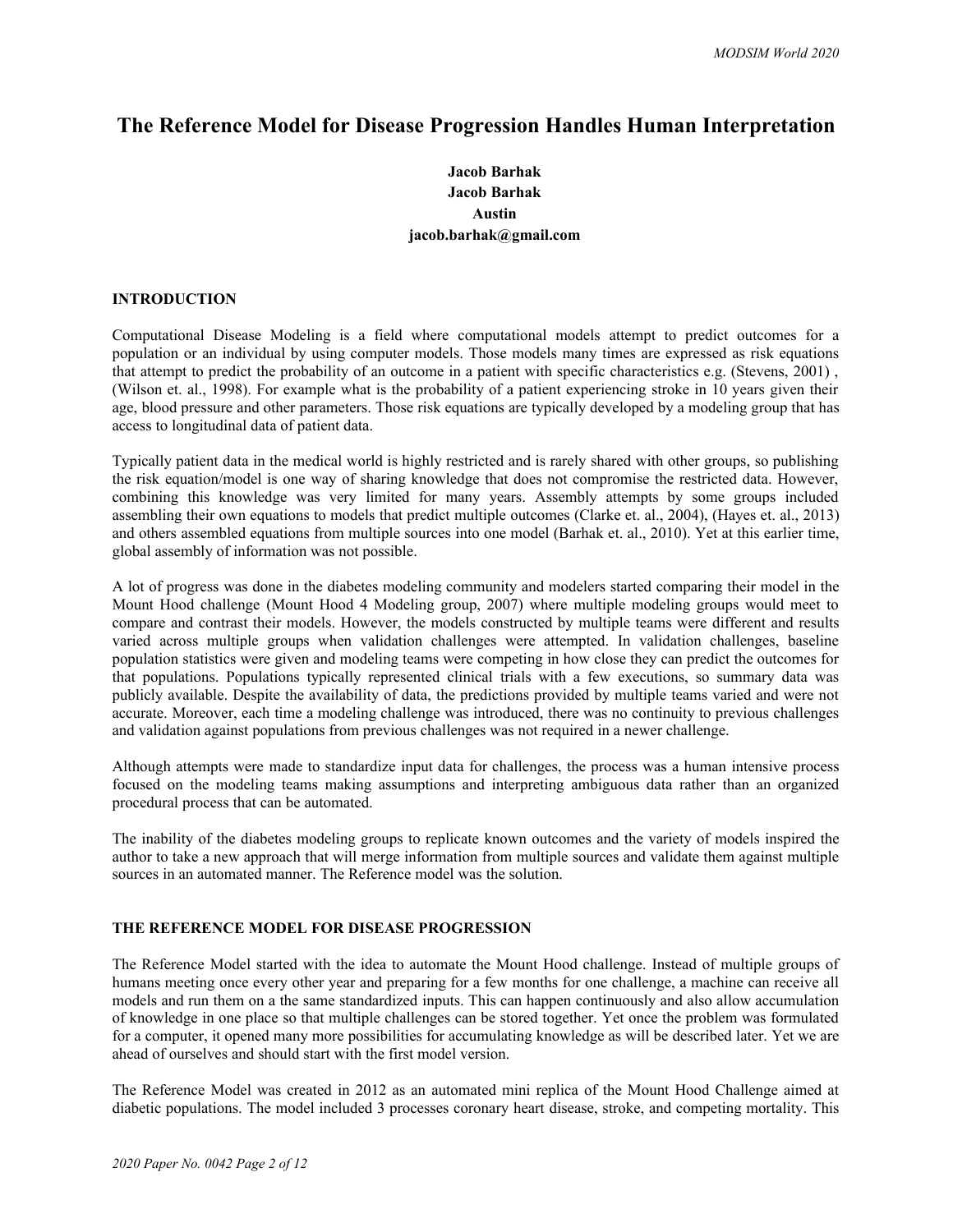# The Reference Model for Disease Progression Handles Human Interpretation

**Jacob Barhak**
**Jacob Barhak**
**Austin**
**jacob.barhak@gmail.com**

## INTRODUCTION

Computational Disease Modeling is a field where computational models attempt to predict outcomes for a population or an individual by using computer models. Those models many times are expressed as risk equations that attempt to predict the probability of an outcome in a patient with specific characteristics e.g. (Stevens, 2001) , (Wilson et. al., 1998). For example what is the probability of a patient experiencing stroke in 10 years given their age, blood pressure and other parameters. Those risk equations are typically developed by a modeling group that has access to longitudinal data of patient data.

Typically patient data in the medical world is highly restricted and is rarely shared with other groups, so publishing the risk equation/model is one way of sharing knowledge that does not compromise the restricted data. However, combining this knowledge was very limited for many years. Assembly attempts by some groups included assembling their own equations to models that predict multiple outcomes (Clarke et. al., 2004), (Hayes et. al., 2013) and others assembled equations from multiple sources into one model (Barhak et. al., 2010). Yet at this earlier time, global assembly of information was not possible.

A lot of progress was done in the diabetes modeling community and modelers started comparing their model in the Mount Hood challenge (Mount Hood 4 Modeling group, 2007) where multiple modeling groups would meet to compare and contrast their models. However, the models constructed by multiple teams were different and results varied across multiple groups when validation challenges were attempted. In validation challenges, baseline population statistics were given and modeling teams were competing in how close they can predict the outcomes for that populations. Populations typically represented clinical trials with a few executions, so summary data was publicly available. Despite the availability of data, the predictions provided by multiple teams varied and were not accurate. Moreover, each time a modeling challenge was introduced, there was no continuity to previous challenges and validation against populations from previous challenges was not required in a newer challenge.

Although attempts were made to standardize input data for challenges, the process was a human intensive process focused on the modeling teams making assumptions and interpreting ambiguous data rather than an organized procedural process that can be automated.

The inability of the diabetes modeling groups to replicate known outcomes and the variety of models inspired the author to take a new approach that will merge information from multiple sources and validate them against multiple sources in an automated manner. The Reference model was the solution.

## THE REFERENCE MODEL FOR DISEASE PROGRESSION

The Reference Model started with the idea to automate the Mount Hood challenge. Instead of multiple groups of humans meeting once every other year and preparing for a few months for one challenge, a machine can receive all models and run them on a the same standardized inputs. This can happen continuously and also allow accumulation of knowledge in one place so that multiple challenges can be stored together. Yet once the problem was formulated for a computer, it opened many more possibilities for accumulating knowledge as will be described later. Yet we are ahead of ourselves and should start with the first model version.

The Reference Model was created in 2012 as an automated mini replica of the Mount Hood Challenge aimed at diabetic populations. The model included 3 processes coronary heart disease, stroke, and competing mortality. This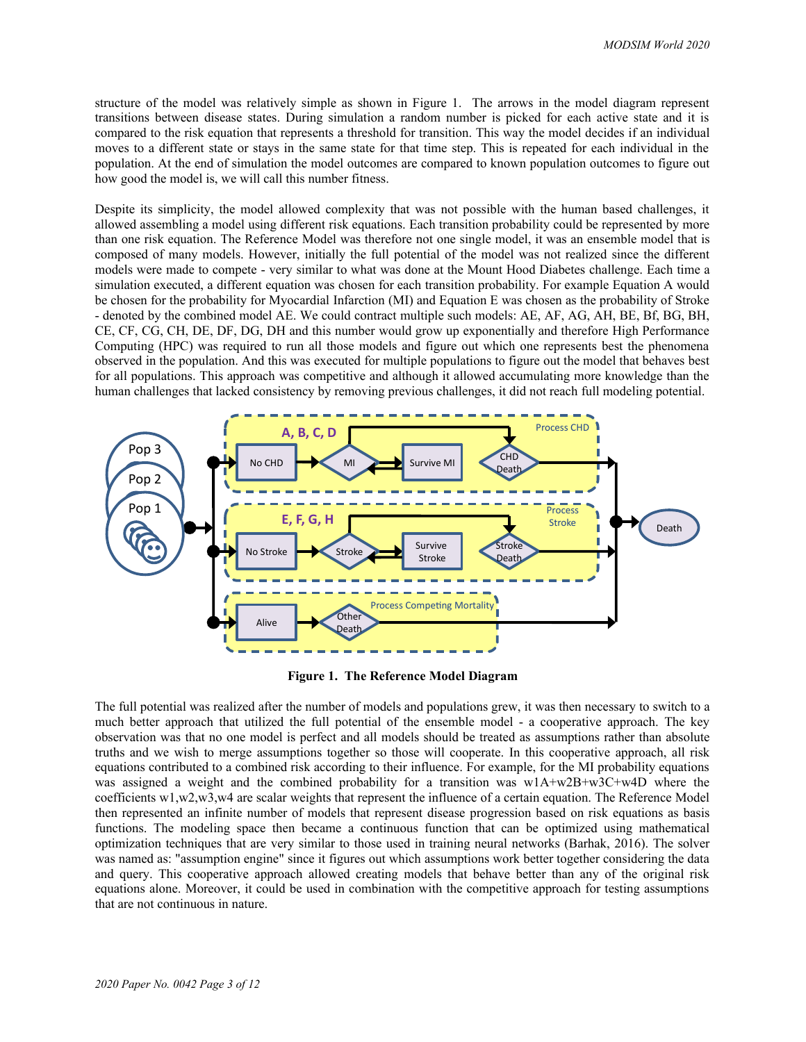structure of the model was relatively simple as shown in Figure 1. The arrows in the model diagram represent transitions between disease states. During simulation a random number is picked for each active state and it is compared to the risk equation that represents a threshold for transition. This way the model decides if an individual moves to a different state or stays in the same state for that time step. This is repeated for each individual in the population. At the end of simulation the model outcomes are compared to known population outcomes to figure out how good the model is, we will call this number fitness.

Despite its simplicity, the model allowed complexity that was not possible with the human based challenges, it allowed assembling a model using different risk equations. Each transition probability could be represented by more than one risk equation. The Reference Model was therefore not one single model, it was an ensemble model that is composed of many models. However, initially the full potential of the model was not realized since the different models were made to compete - very similar to what was done at the Mount Hood Diabetes challenge. Each time a simulation executed, a different equation was chosen for each transition probability. For example Equation A would be chosen for the probability for Myocardial Infarction (MI) and Equation E was chosen as the probability of Stroke - denoted by the combined model AE. We could contract multiple such models: AE, AF, AG, AH, BE, Bf, BG, BH, CE, CF, CG, CH, DE, DF, DG, DH and this number would grow up exponentially and therefore High Performance Computing (HPC) was required to run all those models and figure out which one represents best the phenomena observed in the population. And this was executed for multiple populations to figure out the model that behaves best for all populations. This approach was competitive and although it allowed accumulating more knowledge than the human challenges that lacked consistency by removing previous challenges, it did not reach full modeling potential.

**Figure 1. The Reference Model Diagram**

The full potential was realized after the number of models and populations grew, it was then necessary to switch to a much better approach that utilized the full potential of the ensemble model - a cooperative approach. The key observation was that no one model is perfect and all models should be treated as assumptions rather than absolute truths and we wish to merge assumptions together so those will cooperate. In this cooperative approach, all risk equations contributed to a combined risk according to their influence. For example, for the MI probability equations was assigned a weight and the combined probability for a transition was w1A+w2B+w3C+w4D where the coefficients w1,w2,w3,w4 are scalar weights that represent the influence of a certain equation. The Reference Model then represented an infinite number of models that represent disease progression based on risk equations as basis functions. The modeling space then became a continuous function that can be optimized using mathematical optimization techniques that are very similar to those used in training neural networks (Barhak, 2016). The solver was named as: "assumption engine" since it figures out which assumptions work better together considering the data and query. This cooperative approach allowed creating models that behave better than any of the original risk equations alone. Moreover, it could be used in combination with the competitive approach for testing assumptions that are not continuous in nature.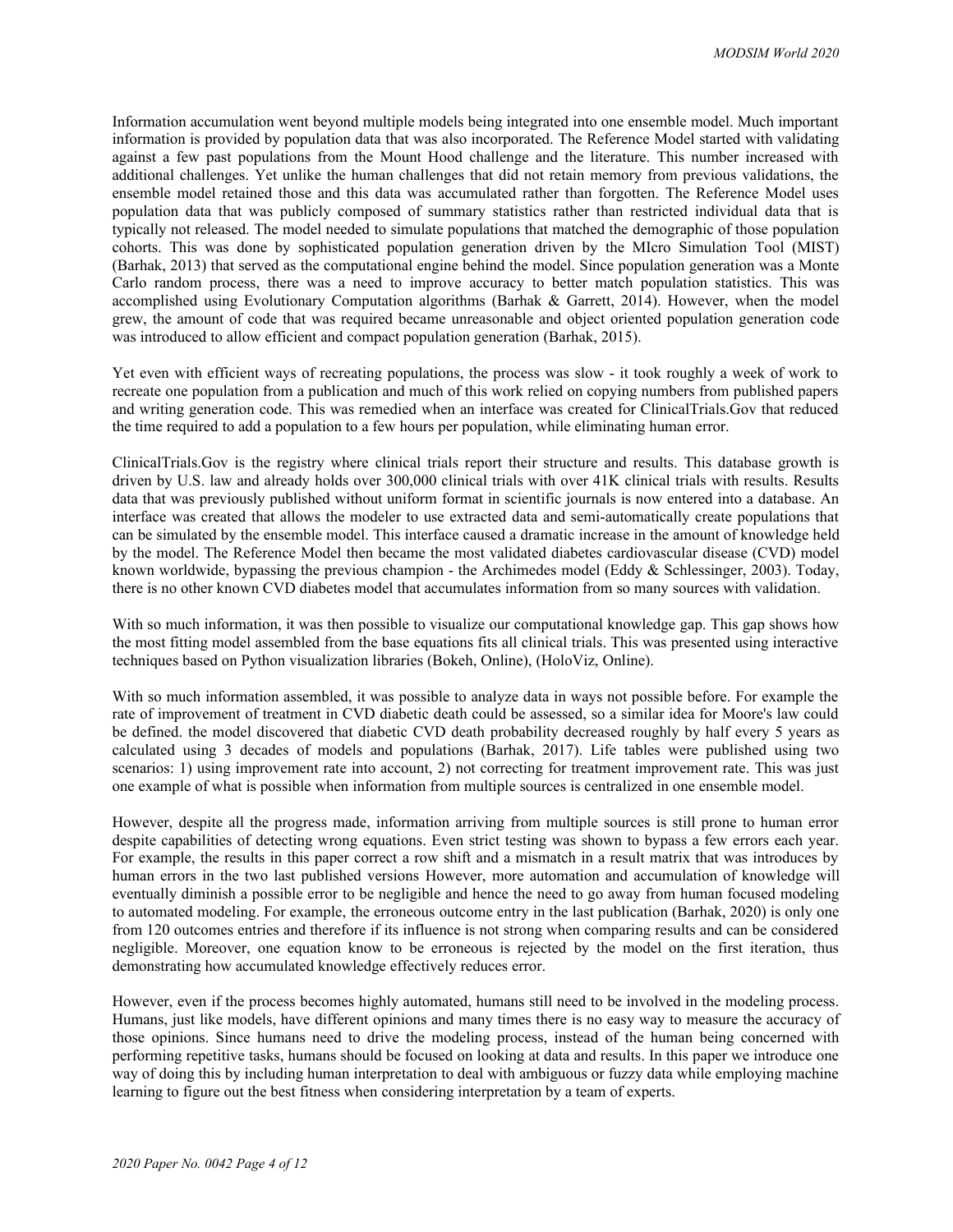Information accumulation went beyond multiple models being integrated into one ensemble model. Much important information is provided by population data that was also incorporated. The Reference Model started with validating against a few past populations from the Mount Hood challenge and the literature. This number increased with additional challenges. Yet unlike the human challenges that did not retain memory from previous validations, the ensemble model retained those and this data was accumulated rather than forgotten. The Reference Model uses population data that was publicly composed of summary statistics rather than restricted individual data that is typically not released. The model needed to simulate populations that matched the demographic of those population cohorts. This was done by sophisticated population generation driven by the MIcro Simulation Tool (MIST) (Barhak, 2013) that served as the computational engine behind the model. Since population generation was a Monte Carlo random process, there was a need to improve accuracy to better match population statistics. This was accomplished using Evolutionary Computation algorithms (Barhak & Garrett, 2014). However, when the model grew, the amount of code that was required became unreasonable and object oriented population generation code was introduced to allow efficient and compact population generation (Barhak, 2015).

Yet even with efficient ways of recreating populations, the process was slow - it took roughly a week of work to recreate one population from a publication and much of this work relied on copying numbers from published papers and writing generation code. This was remedied when an interface was created for ClinicalTrials.Gov that reduced the time required to add a population to a few hours per population, while eliminating human error.

ClinicalTrials.Gov is the registry where clinical trials report their structure and results. This database growth is driven by U.S. law and already holds over 300,000 clinical trials with over 41K clinical trials with results. Results data that was previously published without uniform format in scientific journals is now entered into a database. An interface was created that allows the modeler to use extracted data and semi-automatically create populations that can be simulated by the ensemble model. This interface caused a dramatic increase in the amount of knowledge held by the model. The Reference Model then became the most validated diabetes cardiovascular disease (CVD) model known worldwide, bypassing the previous champion - the Archimedes model (Eddy & Schlessinger, 2003). Today, there is no other known CVD diabetes model that accumulates information from so many sources with validation.

With so much information, it was then possible to visualize our computational knowledge gap. This gap shows how the most fitting model assembled from the base equations fits all clinical trials. This was presented using interactive techniques based on Python visualization libraries (Bokeh, Online), (HoloViz, Online).

With so much information assembled, it was possible to analyze data in ways not possible before. For example the rate of improvement of treatment in CVD diabetic death could be assessed, so a similar idea for Moore's law could be defined. the model discovered that diabetic CVD death probability decreased roughly by half every 5 years as calculated using 3 decades of models and populations (Barhak, 2017). Life tables were published using two scenarios: 1) using improvement rate into account, 2) not correcting for treatment improvement rate. This was just one example of what is possible when information from multiple sources is centralized in one ensemble model.

However, despite all the progress made, information arriving from multiple sources is still prone to human error despite capabilities of detecting wrong equations. Even strict testing was shown to bypass a few errors each year. For example, the results in this paper correct a row shift and a mismatch in a result matrix that was introduces by human errors in the two last published versions However, more automation and accumulation of knowledge will eventually diminish a possible error to be negligible and hence the need to go away from human focused modeling to automated modeling. For example, the erroneous outcome entry in the last publication (Barhak, 2020) is only one from 120 outcomes entries and therefore if its influence is not strong when comparing results and can be considered negligible. Moreover, one equation know to be erroneous is rejected by the model on the first iteration, thus demonstrating how accumulated knowledge effectively reduces error.

However, even if the process becomes highly automated, humans still need to be involved in the modeling process. Humans, just like models, have different opinions and many times there is no easy way to measure the accuracy of those opinions. Since humans need to drive the modeling process, instead of the human being concerned with performing repetitive tasks, humans should be focused on looking at data and results. In this paper we introduce one way of doing this by including human interpretation to deal with ambiguous or fuzzy data while employing machine learning to figure out the best fitness when considering interpretation by a team of experts.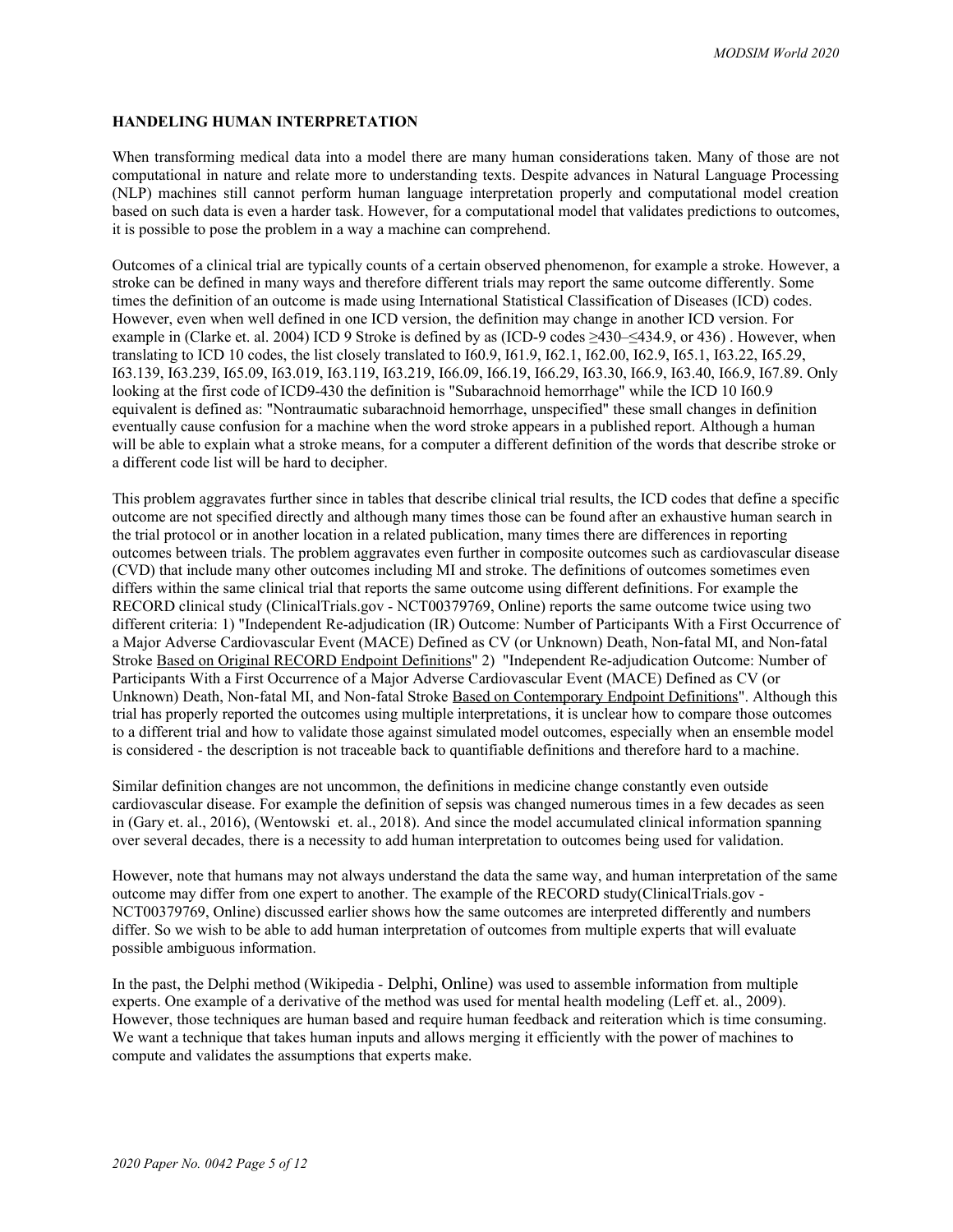### HANDELING HUMAN INTERPRETATION

When transforming medical data into a model there are many human considerations taken. Many of those are not computational in nature and relate more to understanding texts. Despite advances in Natural Language Processing (NLP) machines still cannot perform human language interpretation properly and computational model creation based on such data is even a harder task. However, for a computational model that validates predictions to outcomes, it is possible to pose the problem in a way a machine can comprehend.

Outcomes of a clinical trial are typically counts of a certain observed phenomenon, for example a stroke. However, a stroke can be defined in many ways and therefore different trials may report the same outcome differently. Some times the definition of an outcome is made using International Statistical Classification of Diseases (ICD) codes. However, even when well defined in one ICD version, the definition may change in another ICD version. For example in (Clarke et. al. 2004) ICD 9 Stroke is defined by as (ICD-9 codes ≥430–≤434.9, or 436) . However, when translating to ICD 10 codes, the list closely translated to I60.9, I61.9, I62.1, I62.00, I62.9, I65.1, I63.22, I65.29, I63.139, I63.239, I65.09, I63.019, I63.119, I63.219, I66.09, I66.19, I66.29, I63.30, I66.9, I63.40, I66.9, I67.89. Only looking at the first code of ICD9-430 the definition is "Subarachnoid hemorrhage" while the ICD 10 I60.9 equivalent is defined as: "Nontraumatic subarachnoid hemorrhage, unspecified" these small changes in definition eventually cause confusion for a machine when the word stroke appears in a published report. Although a human will be able to explain what a stroke means, for a computer a different definition of the words that describe stroke or a different code list will be hard to decipher.

This problem aggravates further since in tables that describe clinical trial results, the ICD codes that define a specific outcome are not specified directly and although many times those can be found after an exhaustive human search in the trial protocol or in another location in a related publication, many times there are differences in reporting outcomes between trials. The problem aggravates even further in composite outcomes such as cardiovascular disease (CVD) that include many other outcomes including MI and stroke. The definitions of outcomes sometimes even differs within the same clinical trial that reports the same outcome using different definitions. For example the RECORD clinical study (ClinicalTrials.gov - NCT00379769, Online) reports the same outcome twice using two different criteria: 1) "Independent Re-adjudication (IR) Outcome: Number of Participants With a First Occurrence of a Major Adverse Cardiovascular Event (MACE) Defined as CV (or Unknown) Death, Non-fatal MI, and Non-fatal Stroke Based on Original RECORD Endpoint Definitions" 2) "Independent Re-adjudication Outcome: Number of Participants With a First Occurrence of a Major Adverse Cardiovascular Event (MACE) Defined as CV (or Unknown) Death, Non-fatal MI, and Non-fatal Stroke Based on Contemporary Endpoint Definitions". Although this trial has properly reported the outcomes using multiple interpretations, it is unclear how to compare those outcomes to a different trial and how to validate those against simulated model outcomes, especially when an ensemble model is considered - the description is not traceable back to quantifiable definitions and therefore hard to a machine.

Similar definition changes are not uncommon, the definitions in medicine change constantly even outside cardiovascular disease. For example the definition of sepsis was changed numerous times in a few decades as seen in (Gary et. al., 2016), (Wentowski et. al., 2018). And since the model accumulated clinical information spanning over several decades, there is a necessity to add human interpretation to outcomes being used for validation.

However, note that humans may not always understand the data the same way, and human interpretation of the same outcome may differ from one expert to another. The example of the RECORD study(ClinicalTrials.gov - NCT00379769, Online) discussed earlier shows how the same outcomes are interpreted differently and numbers differ. So we wish to be able to add human interpretation of outcomes from multiple experts that will evaluate possible ambiguous information.

In the past, the Delphi method (Wikipedia - Delphi, Online) was used to assemble information from multiple experts. One example of a derivative of the method was used for mental health modeling (Leff et. al., 2009). However, those techniques are human based and require human feedback and reiteration which is time consuming. We want a technique that takes human inputs and allows merging it efficiently with the power of machines to compute and validates the assumptions that experts make.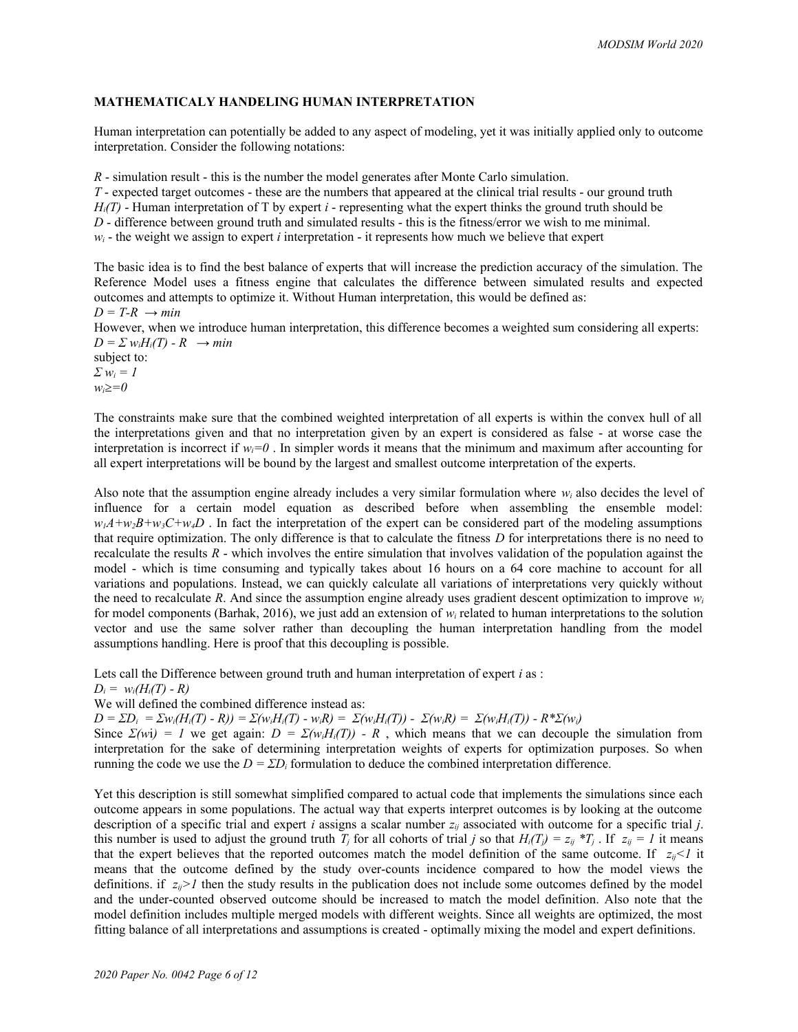### MATHEMATICALY HANDELING HUMAN INTERPRETATION

Human interpretation can potentially be added to any aspect of modeling, yet it was initially applied only to outcome interpretation. Consider the following notations:

$R$ - simulation result - this is the number the model generates after Monte Carlo simulation.
$T$ - expected target outcomes - these are the numbers that appeared at the clinical trial results - our ground truth
$H_i(T)$ - Human interpretation of T by expert $i$ - representing what the expert thinks the ground truth should be
$D$ - difference between ground truth and simulated results - this is the fitness/error we wish to me minimal.
$w_i$ - the weight we assign to expert $i$ interpretation - it represents how much we believe that expert

The basic idea is to find the best balance of experts that will increase the prediction accuracy of the simulation. The Reference Model uses a fitness engine that calculates the difference between simulated results and expected outcomes and attempts to optimize it. Without Human interpretation, this would be defined as:
$D = T\text{-}R \ \rightarrow min$
However, when we introduce human interpretation, this difference becomes a weighted sum considering all experts:
$D = \Sigma\, w_iH_i(T) - R \ \ \rightarrow min$
subject to:
$\Sigma\, w_i = 1$
$w_i \geq= 0$

The constraints make sure that the combined weighted interpretation of all experts is within the convex hull of all the interpretations given and that no interpretation given by an expert is considered as false - at worse case the interpretation is incorrect if $w_i=0$ . In simpler words it means that the minimum and maximum after accounting for all expert interpretations will be bound by the largest and smallest outcome interpretation of the experts.

Also note that the assumption engine already includes a very similar formulation where $w_i$ also decides the level of influence for a certain model equation as described before when assembling the ensemble model: $w_1A+w_2B+w_3C+w_4D$ . In fact the interpretation of the expert can be considered part of the modeling assumptions that require optimization. The only difference is that to calculate the fitness $D$ for interpretations there is no need to recalculate the results $R$ - which involves the entire simulation that involves validation of the population against the model - which is time consuming and typically takes about 16 hours on a 64 core machine to account for all variations and populations. Instead, we can quickly calculate all variations of interpretations very quickly without the need to recalculate $R$. And since the assumption engine already uses gradient descent optimization to improve $w_i$ for model components (Barhak, 2016), we just add an extension of $w_i$ related to human interpretations to the solution vector and use the same solver rather than decoupling the human interpretation handling from the model assumptions handling. Here is proof that this decoupling is possible.

Lets call the Difference between ground truth and human interpretation of expert $i$ as :
$D_i = \ w_i(H_i(T) - R)$
We will defined the combined difference instead as:
$D = \Sigma D_i \ = \Sigma w_i(H_i(T) - R)) = \Sigma(w_iH_i(T) - w_iR) = \ \Sigma(w_iH_i(T)) - \ \Sigma(w_iR) = \ \Sigma(w_iH_i(T)) - R*\Sigma(w_i)$
Since $\Sigma(w_i) \ = \ 1$ we get again: $D \ = \ \Sigma(w_iH_i(T)) \ - \ R$ , which means that we can decouple the simulation from interpretation for the sake of determining interpretation weights of experts for optimization purposes. So when running the code we use the $D = \Sigma D_i$ formulation to deduce the combined interpretation difference.

Yet this description is still somewhat simplified compared to actual code that implements the simulations since each outcome appears in some populations. The actual way that experts interpret outcomes is by looking at the outcome description of a specific trial and expert $i$ assigns a scalar number $z_{ij}$ associated with outcome for a specific trial $j$. this number is used to adjust the ground truth $T_j$ for all cohorts of trial $j$ so that $H_i(T_j) = z_{ij} *T_j$ . If $z_{ij} = 1$ it means that the expert believes that the reported outcomes match the model definition of the same outcome. If $z_{ij}<1$ it means that the outcome defined by the study over-counts incidence compared to how the model views the definitions. if $z_{ij}>1$ then the study results in the publication does not include some outcomes defined by the model and the under-counted observed outcome should be increased to match the model definition. Also note that the model definition includes multiple merged models with different weights. Since all weights are optimized, the most fitting balance of all interpretations and assumptions is created - optimally mixing the model and expert definitions.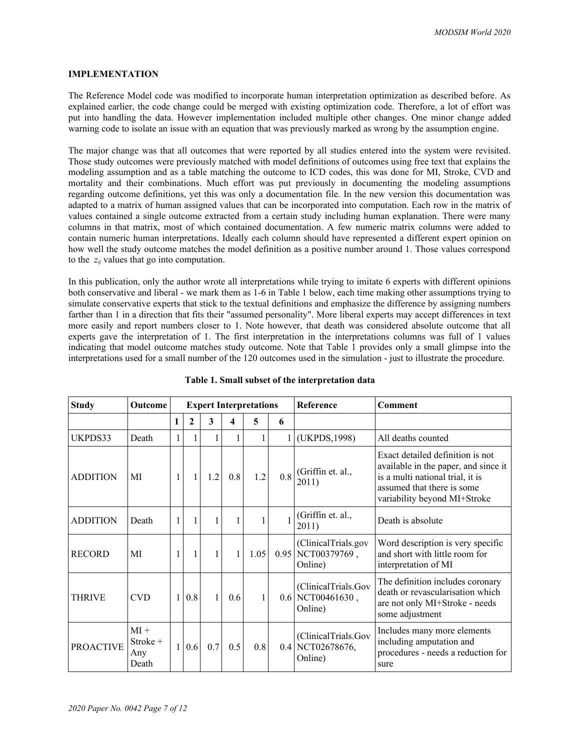## IMPLEMENTATION

The Reference Model code was modified to incorporate human interpretation optimization as described before. As explained earlier, the code change could be merged with existing optimization code. Therefore, a lot of effort was put into handling the data. However implementation included multiple other changes. One minor change added warning code to isolate an issue with an equation that was previously marked as wrong by the assumption engine.

The major change was that all outcomes that were reported by all studies entered into the system were revisited. Those study outcomes were previously matched with model definitions of outcomes using free text that explains the modeling assumption and as a table matching the outcome to ICD codes, this was done for MI, Stroke, CVD and mortality and their combinations. Much effort was put previously in documenting the modeling assumptions regarding outcome definitions, yet this was only a documentation file. In the new version this documentation was adapted to a matrix of human assigned values that can be incorporated into computation. Each row in the matrix of values contained a single outcome extracted from a certain study including human explanation. There were many columns in that matrix, most of which contained documentation. A few numeric matrix columns were added to contain numeric human interpretations. Ideally each column should have represented a different expert opinion on how well the study outcome matches the model definition as a positive number around 1. Those values correspond to the $z_{ij}$ values that go into computation.

In this publication, only the author wrote all interpretations while trying to imitate 6 experts with different opinions both conservative and liberal - we mark them as 1-6 in Table 1 below, each time making other assumptions trying to simulate conservative experts that stick to the textual definitions and emphasize the difference by assigning numbers farther than 1 in a direction that fits their "assumed personality". More liberal experts may accept differences in text more easily and report numbers closer to 1. Note however, that death was considered absolute outcome that all experts gave the interpretation of 1. The first interpretation in the interpretations columns was full of 1 values indicating that model outcome matches study outcome. Note that Table 1 provides only a small glimpse into the interpretations used for a small number of the 120 outcomes used in the simulation - just to illustrate the procedure.

**Table 1. Small subset of the interpretation data**

| Study | Outcome | Expert Interpretations | | | | | | Reference | Comment |
|---|---|---|---|---|---|---|---|---|---|
| | | 1 | 2 | 3 | 4 | 5 | 6 | | |
| UKPDS33 | Death | 1 | 1 | 1 | 1 | 1 | 1 | (UKPDS,1998) | All deaths counted |
| ADDITION | MI | 1 | 1 | 1.2 | 0.8 | 1.2 | 0.8 | (Griffin et. al., 2011) | Exact detailed definition is not available in the paper, and since it is a multi national trial, it is assumed that there is some variability beyond MI+Stroke |
| ADDITION | Death | 1 | 1 | 1 | 1 | 1 | 1 | (Griffin et. al., 2011) | Death is absolute |
| RECORD | MI | 1 | 1 | 1 | 1 | 1.05 | 0.95 | (ClinicalTrials.gov NCT00379769 , Online) | Word description is very specific and short with little room for interpretation of MI |
| THRIVE | CVD | 1 | 0.8 | 1 | 0.6 | 1 | 0.6 | (ClinicalTrials.Gov NCT00461630 , Online) | The definition includes coronary death or revascularisation which are not only MI+Stroke - needs some adjustment |
| PROACTIVE | MI + Stroke + Any Death | 1 | 0.6 | 0.7 | 0.5 | 0.8 | 0.4 | (ClinicalTrials.Gov NCT02678676, Online) | Includes many more elements including amputation and procedures - needs a reduction for sure |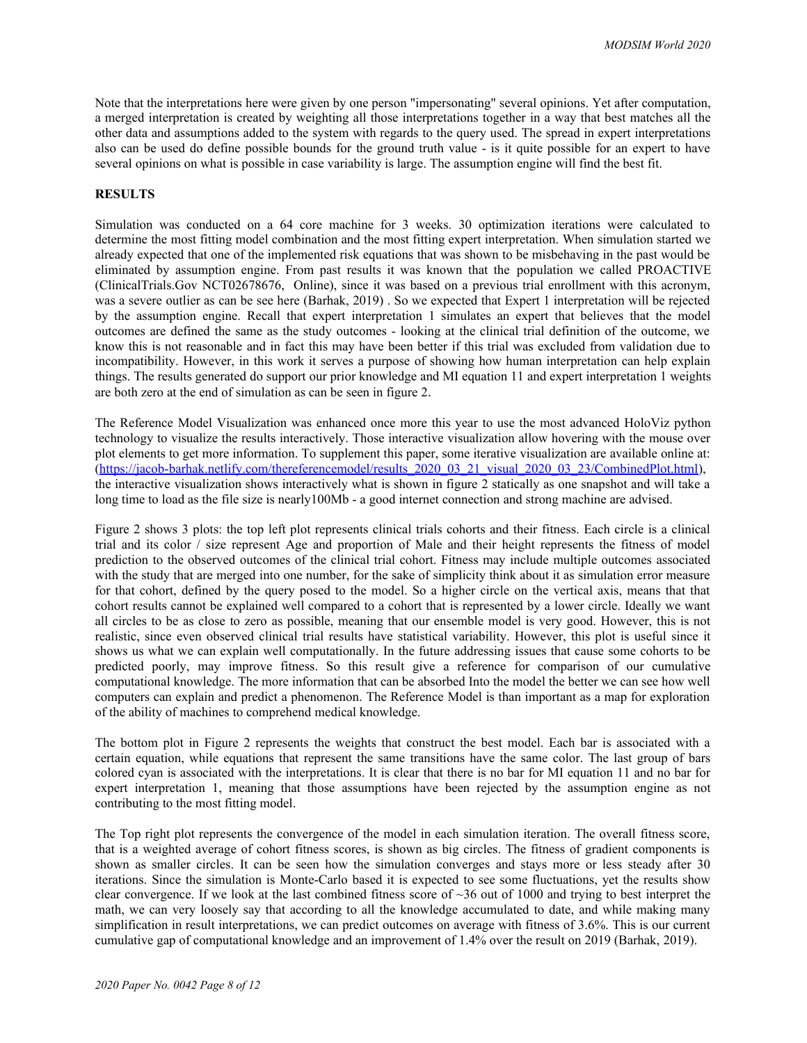Note that the interpretations here were given by one person "impersonating" several opinions. Yet after computation, a merged interpretation is created by weighting all those interpretations together in a way that best matches all the other data and assumptions added to the system with regards to the query used. The spread in expert interpretations also can be used do define possible bounds for the ground truth value - is it quite possible for an expert to have several opinions on what is possible in case variability is large. The assumption engine will find the best fit.

**RESULTS**

Simulation was conducted on a 64 core machine for 3 weeks. 30 optimization iterations were calculated to determine the most fitting model combination and the most fitting expert interpretation. When simulation started we already expected that one of the implemented risk equations that was shown to be misbehaving in the past would be eliminated by assumption engine. From past results it was known that the population we called PROACTIVE (ClinicalTrials.Gov NCT02678676, Online), since it was based on a previous trial enrollment with this acronym, was a severe outlier as can be see here (Barhak, 2019) . So we expected that Expert 1 interpretation will be rejected by the assumption engine. Recall that expert interpretation 1 simulates an expert that believes that the model outcomes are defined the same as the study outcomes - looking at the clinical trial definition of the outcome, we know this is not reasonable and in fact this may have been better if this trial was excluded from validation due to incompatibility. However, in this work it serves a purpose of showing how human interpretation can help explain things. The results generated do support our prior knowledge and MI equation 11 and expert interpretation 1 weights are both zero at the end of simulation as can be seen in figure 2.

The Reference Model Visualization was enhanced once more this year to use the most advanced HoloViz python technology to visualize the results interactively. Those interactive visualization allow hovering with the mouse over plot elements to get more information. To supplement this paper, some iterative visualization are available online at: (https://jacob-barhak.netlify.com/thereferencemodel/results_2020_03_21_visual_2020_03_23/CombinedPlot.html), the interactive visualization shows interactively what is shown in figure 2 statically as one snapshot and will take a long time to load as the file size is nearly100Mb - a good internet connection and strong machine are advised.

Figure 2 shows 3 plots: the top left plot represents clinical trials cohorts and their fitness. Each circle is a clinical trial and its color / size represent Age and proportion of Male and their height represents the fitness of model prediction to the observed outcomes of the clinical trial cohort. Fitness may include multiple outcomes associated with the study that are merged into one number, for the sake of simplicity think about it as simulation error measure for that cohort, defined by the query posed to the model. So a higher circle on the vertical axis, means that that cohort results cannot be explained well compared to a cohort that is represented by a lower circle. Ideally we want all circles to be as close to zero as possible, meaning that our ensemble model is very good. However, this is not realistic, since even observed clinical trial results have statistical variability. However, this plot is useful since it shows us what we can explain well computationally. In the future addressing issues that cause some cohorts to be predicted poorly, may improve fitness. So this result give a reference for comparison of our cumulative computational knowledge. The more information that can be absorbed Into the model the better we can see how well computers can explain and predict a phenomenon. The Reference Model is than important as a map for exploration of the ability of machines to comprehend medical knowledge.

The bottom plot in Figure 2 represents the weights that construct the best model. Each bar is associated with a certain equation, while equations that represent the same transitions have the same color. The last group of bars colored cyan is associated with the interpretations. It is clear that there is no bar for MI equation 11 and no bar for expert interpretation 1, meaning that those assumptions have been rejected by the assumption engine as not contributing to the most fitting model.

The Top right plot represents the convergence of the model in each simulation iteration. The overall fitness score, that is a weighted average of cohort fitness scores, is shown as big circles. The fitness of gradient components is shown as smaller circles. It can be seen how the simulation converges and stays more or less steady after 30 iterations. Since the simulation is Monte-Carlo based it is expected to see some fluctuations, yet the results show clear convergence. If we look at the last combined fitness score of ~36 out of 1000 and trying to best interpret the math, we can very loosely say that according to all the knowledge accumulated to date, and while making many simplification in result interpretations, we can predict outcomes on average with fitness of 3.6%. This is our current cumulative gap of computational knowledge and an improvement of 1.4% over the result on 2019 (Barhak, 2019).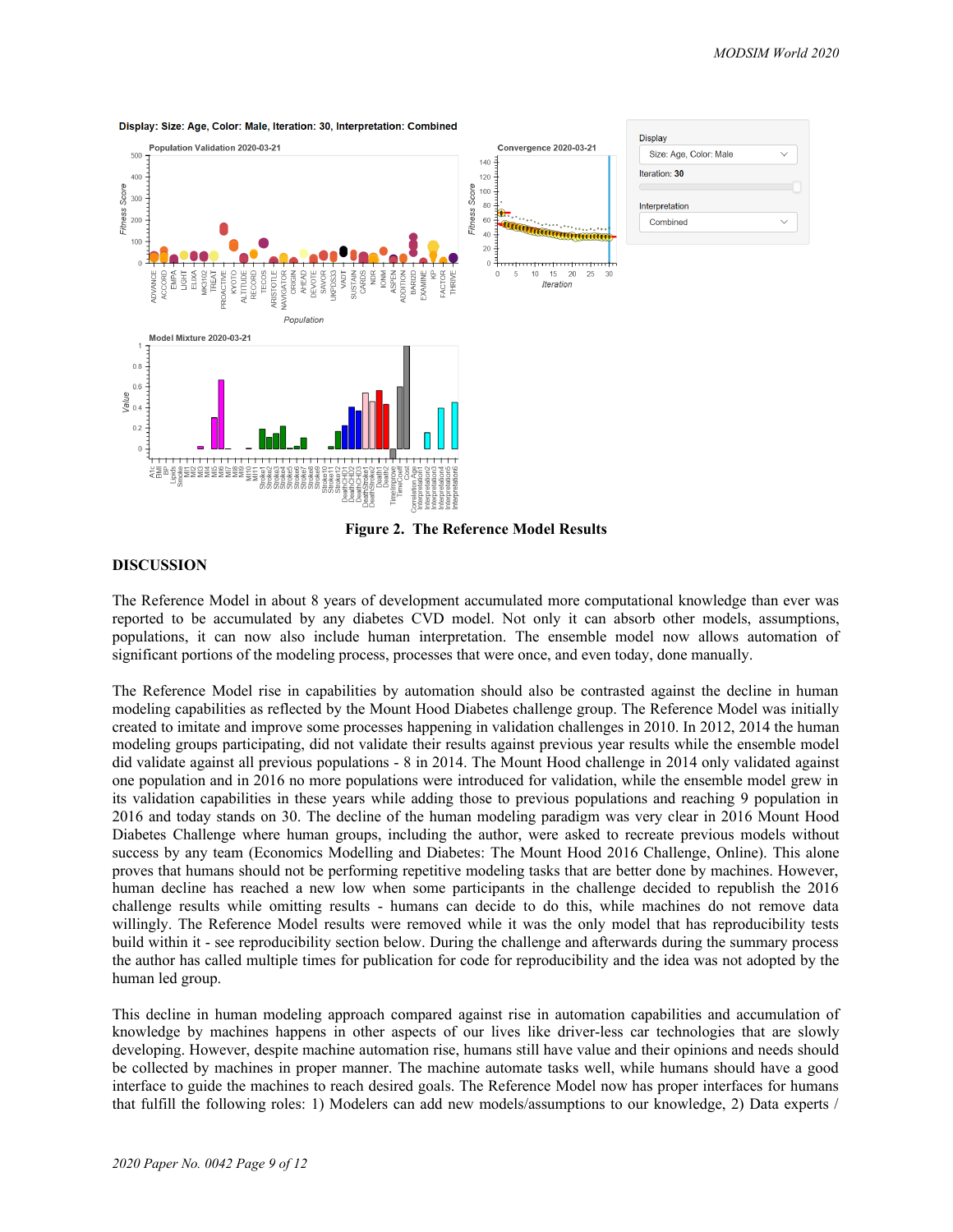Figure 2. The Reference Model Results

## DISCUSSION

The Reference Model in about 8 years of development accumulated more computational knowledge than ever was reported to be accumulated by any diabetes CVD model. Not only it can absorb other models, assumptions, populations, it can now also include human interpretation. The ensemble model now allows automation of significant portions of the modeling process, processes that were once, and even today, done manually.

The Reference Model rise in capabilities by automation should also be contrasted against the decline in human modeling capabilities as reflected by the Mount Hood Diabetes challenge group. The Reference Model was initially created to imitate and improve some processes happening in validation challenges in 2010. In 2012, 2014 the human modeling groups participating, did not validate their results against previous year results while the ensemble model did validate against all previous populations - 8 in 2014. The Mount Hood challenge in 2014 only validated against one population and in 2016 no more populations were introduced for validation, while the ensemble model grew in its validation capabilities in these years while adding those to previous populations and reaching 9 population in 2016 and today stands on 30. The decline of the human modeling paradigm was very clear in 2016 Mount Hood Diabetes Challenge where human groups, including the author, were asked to recreate previous models without success by any team (Economics Modelling and Diabetes: The Mount Hood 2016 Challenge, Online). This alone proves that humans should not be performing repetitive modeling tasks that are better done by machines. However, human decline has reached a new low when some participants in the challenge decided to republish the 2016 challenge results while omitting results - humans can decide to do this, while machines do not remove data willingly. The Reference Model results were removed while it was the only model that has reproducibility tests build within it - see reproducibility section below. During the challenge and afterwards during the summary process the author has called multiple times for publication for code for reproducibility and the idea was not adopted by the human led group.

This decline in human modeling approach compared against rise in automation capabilities and accumulation of knowledge by machines happens in other aspects of our lives like driver-less car technologies that are slowly developing. However, despite machine automation rise, humans still have value and their opinions and needs should be collected by machines in proper manner. The machine automate tasks well, while humans should have a good interface to guide the machines to reach desired goals. The Reference Model now has proper interfaces for humans that fulfill the following roles: 1) Modelers can add new models/assumptions to our knowledge, 2) Data experts /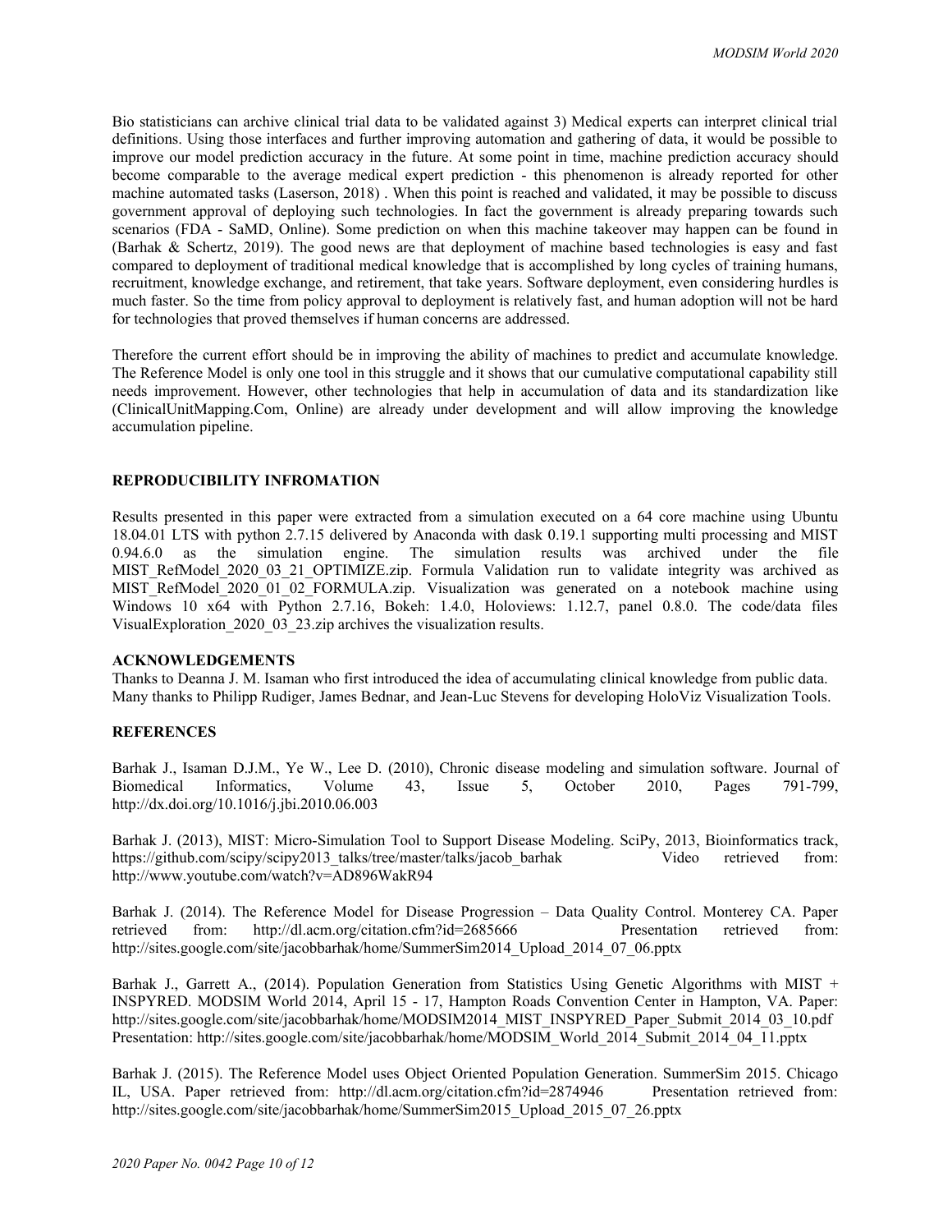Bio statisticians can archive clinical trial data to be validated against 3) Medical experts can interpret clinical trial definitions. Using those interfaces and further improving automation and gathering of data, it would be possible to improve our model prediction accuracy in the future. At some point in time, machine prediction accuracy should become comparable to the average medical expert prediction - this phenomenon is already reported for other machine automated tasks (Laserson, 2018) . When this point is reached and validated, it may be possible to discuss government approval of deploying such technologies. In fact the government is already preparing towards such scenarios (FDA - SaMD, Online). Some prediction on when this machine takeover may happen can be found in (Barhak & Schertz, 2019). The good news are that deployment of machine based technologies is easy and fast compared to deployment of traditional medical knowledge that is accomplished by long cycles of training humans, recruitment, knowledge exchange, and retirement, that take years. Software deployment, even considering hurdles is much faster. So the time from policy approval to deployment is relatively fast, and human adoption will not be hard for technologies that proved themselves if human concerns are addressed.

Therefore the current effort should be in improving the ability of machines to predict and accumulate knowledge. The Reference Model is only one tool in this struggle and it shows that our cumulative computational capability still needs improvement. However, other technologies that help in accumulation of data and its standardization like (ClinicalUnitMapping.Com, Online) are already under development and will allow improving the knowledge accumulation pipeline.

## REPRODUCIBILITY INFROMATION

Results presented in this paper were extracted from a simulation executed on a 64 core machine using Ubuntu 18.04.01 LTS with python 2.7.15 delivered by Anaconda with dask 0.19.1 supporting multi processing and MIST 0.94.6.0 as the simulation engine. The simulation results was archived under the file MIST_RefModel_2020_03_21_OPTIMIZE.zip. Formula Validation run to validate integrity was archived as MIST_RefModel_2020_01_02_FORMULA.zip. Visualization was generated on a notebook machine using Windows 10 x64 with Python 2.7.16, Bokeh: 1.4.0, Holoviews: 1.12.7, panel 0.8.0. The code/data files VisualExploration_2020_03_23.zip archives the visualization results.

## ACKNOWLEDGEMENTS

Thanks to Deanna J. M. Isaman who first introduced the idea of accumulating clinical knowledge from public data. Many thanks to Philipp Rudiger, James Bednar, and Jean-Luc Stevens for developing HoloViz Visualization Tools.

## REFERENCES

Barhak J., Isaman D.J.M., Ye W., Lee D. (2010), Chronic disease modeling and simulation software. Journal of Biomedical Informatics, Volume 43, Issue 5, October 2010, Pages 791-799, http://dx.doi.org/10.1016/j.jbi.2010.06.003

Barhak J. (2013), MIST: Micro-Simulation Tool to Support Disease Modeling. SciPy, 2013, Bioinformatics track, https://github.com/scipy/scipy2013_talks/tree/master/talks/jacob_barhak Video retrieved from: http://www.youtube.com/watch?v=AD896WakR94

Barhak J. (2014). The Reference Model for Disease Progression – Data Quality Control. Monterey CA. Paper retrieved from: http://dl.acm.org/citation.cfm?id=2685666 Presentation retrieved from: http://sites.google.com/site/jacobbarhak/home/SummerSim2014_Upload_2014_07_06.pptx

Barhak J., Garrett A., (2014). Population Generation from Statistics Using Genetic Algorithms with MIST + INSPYRED. MODSIM World 2014, April 15 - 17, Hampton Roads Convention Center in Hampton, VA. Paper: http://sites.google.com/site/jacobbarhak/home/MODSIM2014_MIST_INSPYRED_Paper_Submit_2014_03_10.pdf Presentation: http://sites.google.com/site/jacobbarhak/home/MODSIM_World_2014_Submit_2014_04_11.pptx

Barhak J. (2015). The Reference Model uses Object Oriented Population Generation. SummerSim 2015. Chicago IL, USA. Paper retrieved from: http://dl.acm.org/citation.cfm?id=2874946 Presentation retrieved from: http://sites.google.com/site/jacobbarhak/home/SummerSim2015_Upload_2015_07_26.pptx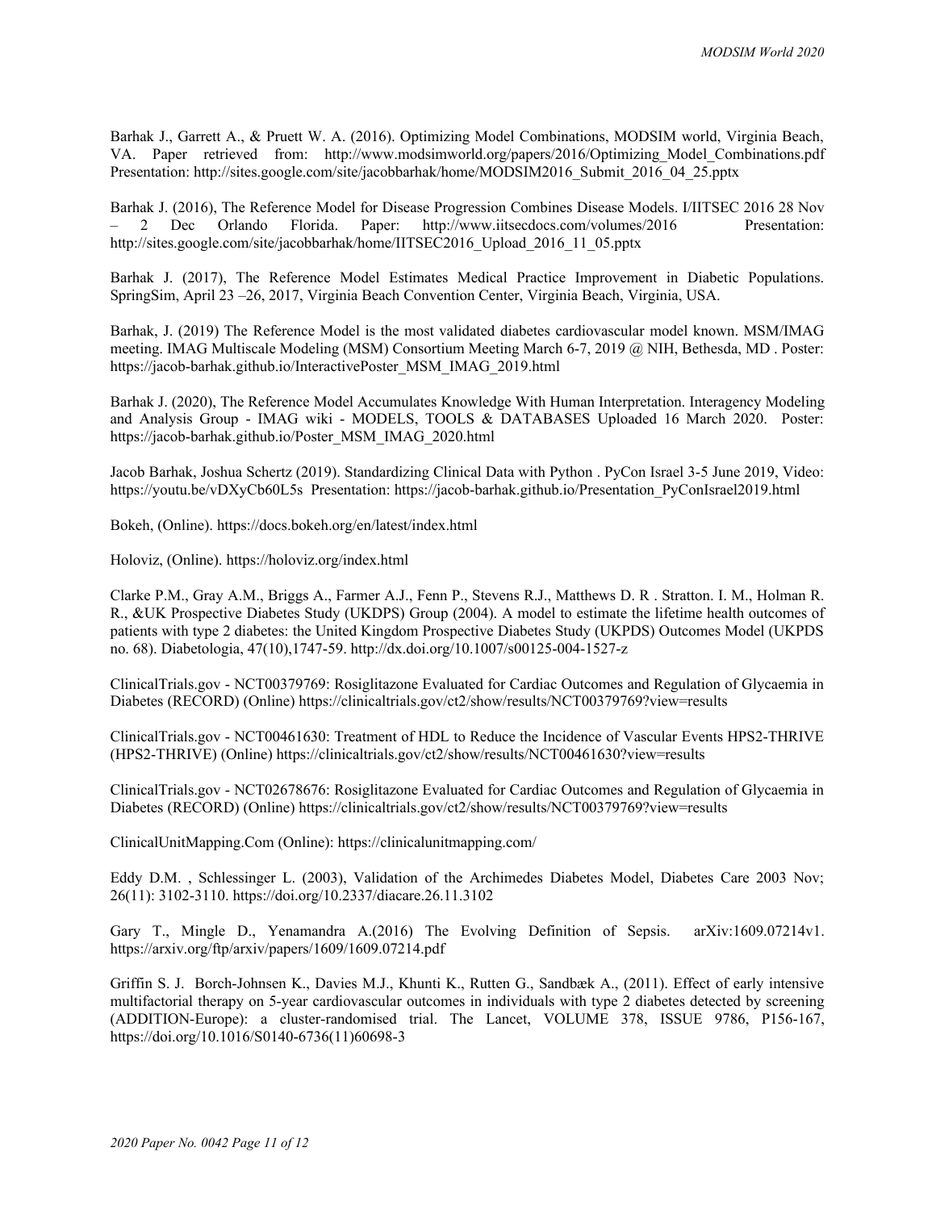Barhak J., Garrett A., & Pruett W. A. (2016). Optimizing Model Combinations, MODSIM world, Virginia Beach, VA. Paper retrieved from: http://www.modsimworld.org/papers/2016/Optimizing_Model_Combinations.pdf Presentation: http://sites.google.com/site/jacobbarhak/home/MODSIM2016_Submit_2016_04_25.pptx

Barhak J. (2016), The Reference Model for Disease Progression Combines Disease Models. I/IITSEC 2016 28 Nov – 2 Dec Orlando Florida. Paper: http://www.iitsecdocs.com/volumes/2016 Presentation: http://sites.google.com/site/jacobbarhak/home/IITSEC2016_Upload_2016_11_05.pptx

Barhak J. (2017), The Reference Model Estimates Medical Practice Improvement in Diabetic Populations. SpringSim, April 23 –26, 2017, Virginia Beach Convention Center, Virginia Beach, Virginia, USA.

Barhak, J. (2019) The Reference Model is the most validated diabetes cardiovascular model known. MSM/IMAG meeting. IMAG Multiscale Modeling (MSM) Consortium Meeting March 6-7, 2019 @ NIH, Bethesda, MD . Poster: https://jacob-barhak.github.io/InteractivePoster_MSM_IMAG_2019.html

Barhak J. (2020), The Reference Model Accumulates Knowledge With Human Interpretation. Interagency Modeling and Analysis Group - IMAG wiki - MODELS, TOOLS & DATABASES Uploaded 16 March 2020. Poster: https://jacob-barhak.github.io/Poster_MSM_IMAG_2020.html

Jacob Barhak, Joshua Schertz (2019). Standardizing Clinical Data with Python . PyCon Israel 3-5 June 2019, Video: https://youtu.be/vDXyCb60L5s Presentation: https://jacob-barhak.github.io/Presentation_PyConIsrael2019.html

Bokeh, (Online). https://docs.bokeh.org/en/latest/index.html

Holoviz, (Online). https://holoviz.org/index.html

Clarke P.M., Gray A.M., Briggs A., Farmer A.J., Fenn P., Stevens R.J., Matthews D. R . Stratton. I. M., Holman R. R., &UK Prospective Diabetes Study (UKDPS) Group (2004). A model to estimate the lifetime health outcomes of patients with type 2 diabetes: the United Kingdom Prospective Diabetes Study (UKPDS) Outcomes Model (UKPDS no. 68). Diabetologia, 47(10),1747-59. http://dx.doi.org/10.1007/s00125-004-1527-z

ClinicalTrials.gov - NCT00379769: Rosiglitazone Evaluated for Cardiac Outcomes and Regulation of Glycaemia in Diabetes (RECORD) (Online) https://clinicaltrials.gov/ct2/show/results/NCT00379769?view=results

ClinicalTrials.gov - NCT00461630: Treatment of HDL to Reduce the Incidence of Vascular Events HPS2-THRIVE (HPS2-THRIVE) (Online) https://clinicaltrials.gov/ct2/show/results/NCT00461630?view=results

ClinicalTrials.gov - NCT02678676: Rosiglitazone Evaluated for Cardiac Outcomes and Regulation of Glycaemia in Diabetes (RECORD) (Online) https://clinicaltrials.gov/ct2/show/results/NCT00379769?view=results

ClinicalUnitMapping.Com (Online): https://clinicalunitmapping.com/

Eddy D.M. , Schlessinger L. (2003), Validation of the Archimedes Diabetes Model, Diabetes Care 2003 Nov; 26(11): 3102-3110. https://doi.org/10.2337/diacare.26.11.3102

Gary T., Mingle D., Yenamandra A.(2016) The Evolving Definition of Sepsis. arXiv:1609.07214v1. https://arxiv.org/ftp/arxiv/papers/1609/1609.07214.pdf

Griffin S. J. Borch-Johnsen K., Davies M.J., Khunti K., Rutten G., Sandbæk A., (2011). Effect of early intensive multifactorial therapy on 5-year cardiovascular outcomes in individuals with type 2 diabetes detected by screening (ADDITION-Europe): a cluster-randomised trial. The Lancet, VOLUME 378, ISSUE 9786, P156-167, https://doi.org/10.1016/S0140-6736(11)60698-3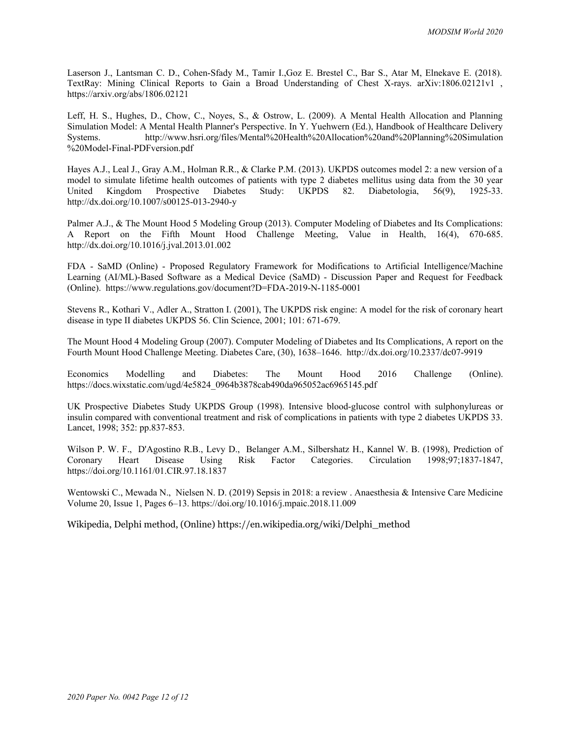Laserson J., Lantsman C. D., Cohen-Sfady M., Tamir I.,Goz E. Brestel C., Bar S., Atar M, Elnekave E. (2018). TextRay: Mining Clinical Reports to Gain a Broad Understanding of Chest X-rays. arXiv:1806.02121v1 , https://arxiv.org/abs/1806.02121

Leff, H. S., Hughes, D., Chow, C., Noyes, S., & Ostrow, L. (2009). A Mental Health Allocation and Planning Simulation Model: A Mental Health Planner's Perspective. In Y. Yuehwern (Ed.), Handbook of Healthcare Delivery Systems. http://www.hsri.org/files/Mental%20Health%20Allocation%20and%20Planning%20Simulation%20Model-Final-PDFversion.pdf

Hayes A.J., Leal J., Gray A.M., Holman R.R., & Clarke P.M. (2013). UKPDS outcomes model 2: a new version of a model to simulate lifetime health outcomes of patients with type 2 diabetes mellitus using data from the 30 year United Kingdom Prospective Diabetes Study: UKPDS 82. Diabetologia, 56(9), 1925-33. http://dx.doi.org/10.1007/s00125-013-2940-y

Palmer A.J., & The Mount Hood 5 Modeling Group (2013). Computer Modeling of Diabetes and Its Complications: A Report on the Fifth Mount Hood Challenge Meeting, Value in Health, 16(4), 670-685. http://dx.doi.org/10.1016/j.jval.2013.01.002

FDA - SaMD (Online) - Proposed Regulatory Framework for Modifications to Artificial Intelligence/Machine Learning (AI/ML)-Based Software as a Medical Device (SaMD) - Discussion Paper and Request for Feedback (Online). https://www.regulations.gov/document?D=FDA-2019-N-1185-0001

Stevens R., Kothari V., Adler A., Stratton I. (2001), The UKPDS risk engine: A model for the risk of coronary heart disease in type II diabetes UKPDS 56. Clin Science, 2001; 101: 671-679.

The Mount Hood 4 Modeling Group (2007). Computer Modeling of Diabetes and Its Complications, A report on the Fourth Mount Hood Challenge Meeting. Diabetes Care, (30), 1638–1646. http://dx.doi.org/10.2337/dc07-9919

Economics Modelling and Diabetes: The Mount Hood 2016 Challenge (Online). https://docs.wixstatic.com/ugd/4e5824_0964b3878cab490da965052ac6965145.pdf

UK Prospective Diabetes Study UKPDS Group (1998). Intensive blood-glucose control with sulphonylureas or insulin compared with conventional treatment and risk of complications in patients with type 2 diabetes UKPDS 33. Lancet, 1998; 352: pp.837-853.

Wilson P. W. F., D'Agostino R.B., Levy D., Belanger A.M., Silbershatz H., Kannel W. B. (1998), Prediction of Coronary Heart Disease Using Risk Factor Categories. Circulation 1998;97;1837-1847, https://doi.org/10.1161/01.CIR.97.18.1837

Wentowski C., Mewada N., Nielsen N. D. (2019) Sepsis in 2018: a review . Anaesthesia & Intensive Care Medicine Volume 20, Issue 1, Pages 6–13. https://doi.org/10.1016/j.mpaic.2018.11.009

Wikipedia, Delphi method, (Online) https://en.wikipedia.org/wiki/Delphi_method